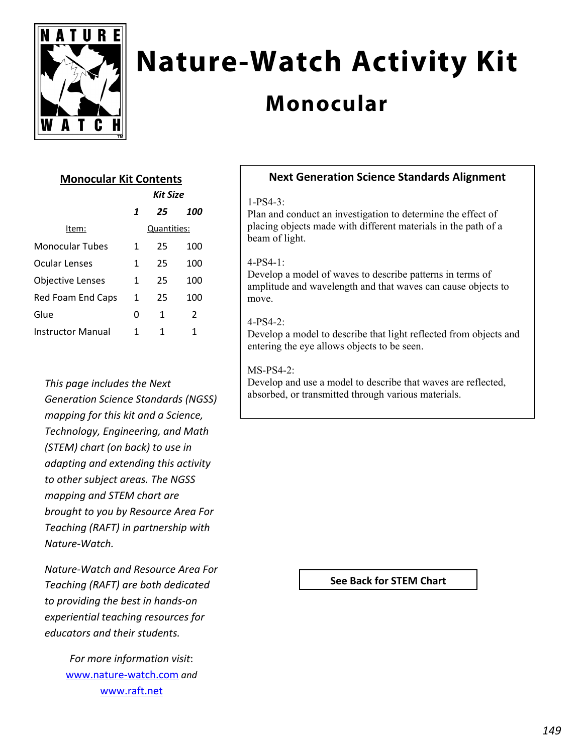# Nature-Watch Activity Kit

## Monocular

### Monocular Kit Contents

| Item: | Kit Size 1 | Kit Size 25 | Kit Size 100 |
|---|---|---|---|
| | Quantities: | | |
| Monocular Tubes | 1 | 25 | 100 |
| Ocular Lenses | 1 | 25 | 100 |
| Objective Lenses | 1 | 25 | 100 |
| Red Foam End Caps | 1 | 25 | 100 |
| Glue | 0 | 1 | 2 |
| Instructor Manual | 1 | 1 | 1 |

*This page includes the Next Generation Science Standards (NGSS) mapping for this kit and a Science, Technology, Engineering, and Math (STEM) chart (on back) to use in adapting and extending this activity to other subject areas. The NGSS mapping and STEM chart are brought to you by Resource Area For Teaching (RAFT) in partnership with Nature-Watch.*

*Nature-Watch and Resource Area For Teaching (RAFT) are both dedicated to providing the best in hands-on experiential teaching resources for educators and their students.*

*For more information visit:* www.nature-watch.com *and* www.raft.net

### Next Generation Science Standards Alignment

1-PS4-3:
Plan and conduct an investigation to determine the effect of placing objects made with different materials in the path of a beam of light.

4-PS4-1:
Develop a model of waves to describe patterns in terms of amplitude and wavelength and that waves can cause objects to move.

4-PS4-2:
Develop a model to describe that light reflected from objects and entering the eye allows objects to be seen.

MS-PS4-2:
Develop and use a model to describe that waves are reflected, absorbed, or transmitted through various materials.

**See Back for STEM Chart**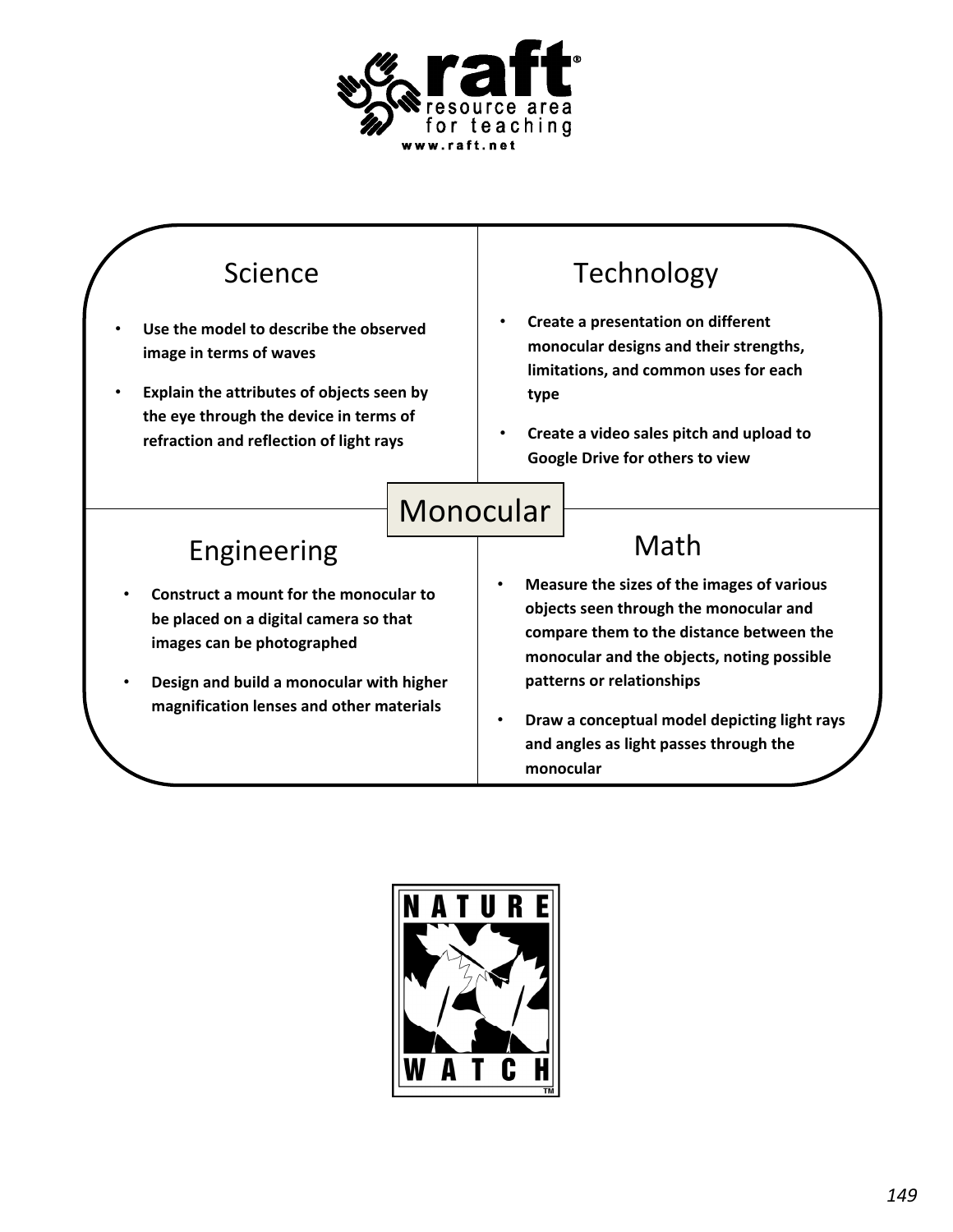raft® resource area for teaching
www.raft.net

# Monocular

## Science

- Use the model to describe the observed image in terms of waves
- Explain the attributes of objects seen by the eye through the device in terms of refraction and reflection of light rays

## Technology

- Create a presentation on different monocular designs and their strengths, limitations, and common uses for each type
- Create a video sales pitch and upload to Google Drive for others to view

## Engineering

- Construct a mount for the monocular to be placed on a digital camera so that images can be photographed
- Design and build a monocular with higher magnification lenses and other materials

## Math

- Measure the sizes of the images of various objects seen through the monocular and compare them to the distance between the monocular and the objects, noting possible patterns or relationships
- Draw a conceptual model depicting light rays and angles as light passes through the monocular

NATURE WATCH™